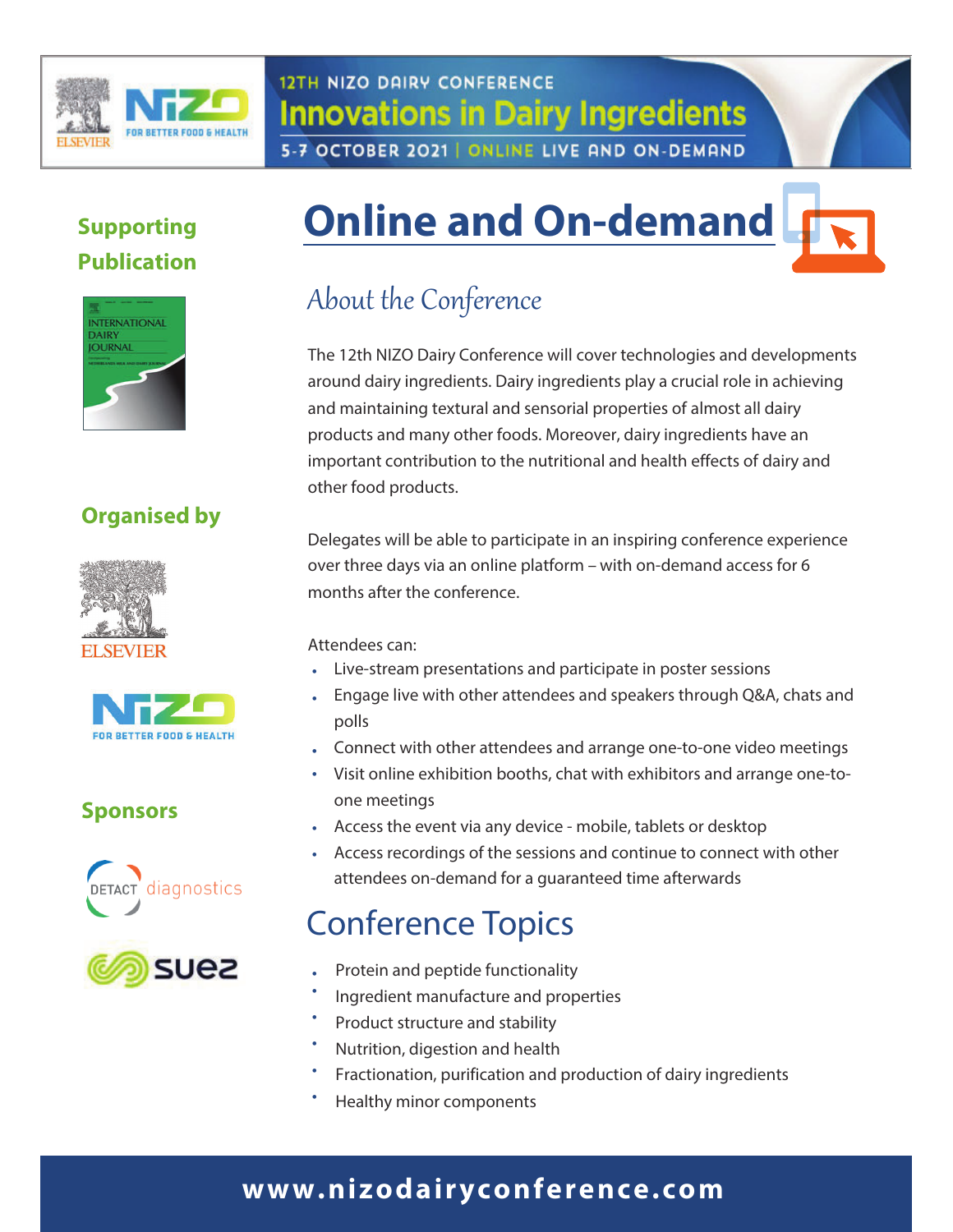12TH NIZO DAIRY CONFERENCE

# Innovations in Dairy Ingredients

5-7 OCTOBER 2021 | ONLINE LIVE AND ON-DEMAND

**Supporting Publication**

INTERNATIONAL DAIRY JOURNAL

**Organised by**

ELSEVIER

NIZO FOR BETTER FOOD & HEALTH

**Sponsors**

DETACT diagnostics

suez

# Online and On-demand

## About the Conference

The 12th NIZO Dairy Conference will cover technologies and developments around dairy ingredients. Dairy ingredients play a crucial role in achieving and maintaining textural and sensorial properties of almost all dairy products and many other foods. Moreover, dairy ingredients have an important contribution to the nutritional and health effects of dairy and other food products.

Delegates will be able to participate in an inspiring conference experience over three days via an online platform – with on-demand access for 6 months after the conference.

Attendees can:

- Live-stream presentations and participate in poster sessions
- Engage live with other attendees and speakers through Q&A, chats and polls
- Connect with other attendees and arrange one-to-one video meetings
- Visit online exhibition booths, chat with exhibitors and arrange one-to-one meetings
- Access the event via any device - mobile, tablets or desktop
- Access recordings of the sessions and continue to connect with other attendees on-demand for a guaranteed time afterwards

## Conference Topics

- Protein and peptide functionality
- Ingredient manufacture and properties
- Product structure and stability
- Nutrition, digestion and health
- Fractionation, purification and production of dairy ingredients
- Healthy minor components

**www.nizodairyconference.com**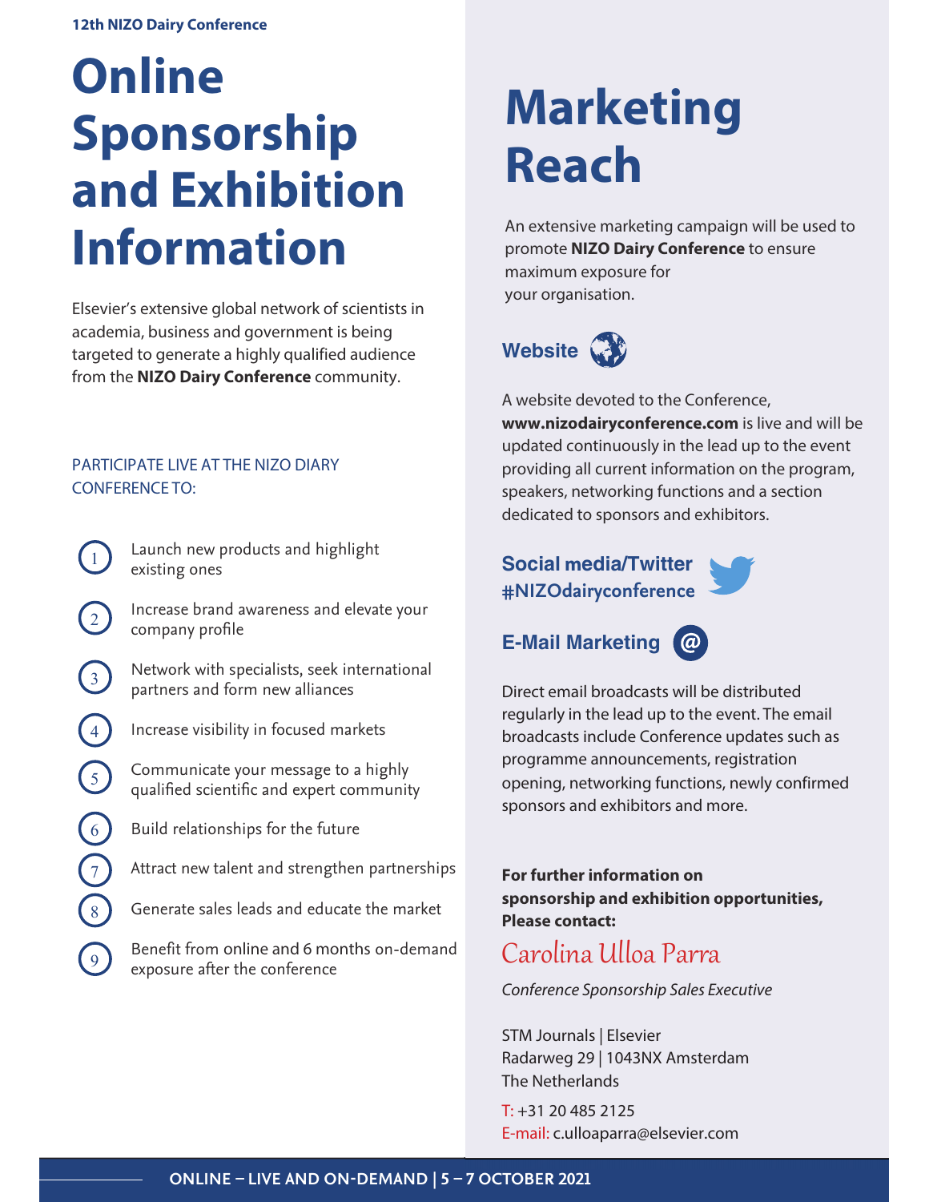12th NIZO Dairy Conference

# Online Sponsorship and Exhibition Information

Elsevier's extensive global network of scientists in academia, business and government is being targeted to generate a highly qualified audience from the **NIZO Dairy Conference** community.

PARTICIPATE LIVE AT THE NIZO DIARY CONFERENCE TO:

1. Launch new products and highlight existing ones
2. Increase brand awareness and elevate your company profile
3. Network with specialists, seek international partners and form new alliances
4. Increase visibility in focused markets
5. Communicate your message to a highly qualified scientific and expert community
6. Build relationships for the future
7. Attract new talent and strengthen partnerships
8. Generate sales leads and educate the market
9. Benefit from online and 6 months on-demand exposure after the conference

# Marketing Reach

An extensive marketing campaign will be used to promote **NIZO Dairy Conference** to ensure maximum exposure for your organisation.

## Website

A website devoted to the Conference, **www.nizodairyconference.com** is live and will be updated continuously in the lead up to the event providing all current information on the program, speakers, networking functions and a section dedicated to sponsors and exhibitors.

## Social media/Twitter #NIZOdairyconference

## E-Mail Marketing

Direct email broadcasts will be distributed regularly in the lead up to the event. The email broadcasts include Conference updates such as programme announcements, registration opening, networking functions, newly confirmed sponsors and exhibitors and more.

**For further information on sponsorship and exhibition opportunities, Please contact:**

Carolina Ulloa Parra

*Conference Sponsorship Sales Executive*

STM Journals | Elsevier
Radarweg 29 | 1043NX Amsterdam
The Netherlands

T: +31 20 485 2125
E-mail: c.ulloaparra@elsevier.com

ONLINE – LIVE AND ON-DEMAND | 5 – 7 OCTOBER 2021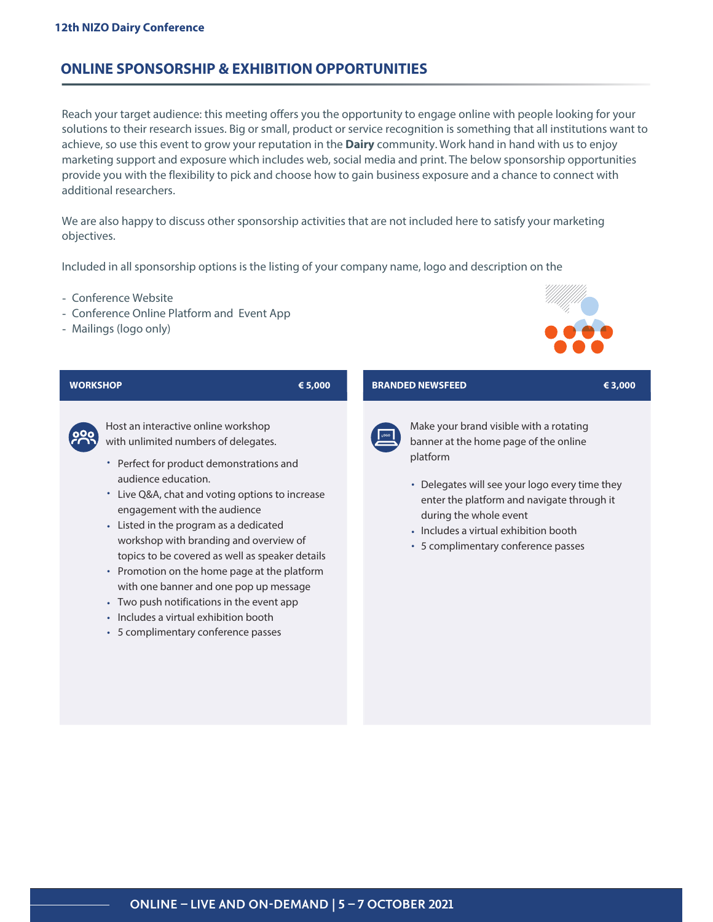## ONLINE SPONSORSHIP & EXHIBITION OPPORTUNITIES

Reach your target audience: this meeting offers you the opportunity to engage online with people looking for your solutions to their research issues. Big or small, product or service recognition is something that all institutions want to achieve, so use this event to grow your reputation in the **Dairy** community. Work hand in hand with us to enjoy marketing support and exposure which includes web, social media and print. The below sponsorship opportunities provide you with the flexibility to pick and choose how to gain business exposure and a chance to connect with additional researchers.

We are also happy to discuss other sponsorship activities that are not included here to satisfy your marketing objectives.

Included in all sponsorship options is the listing of your company name, logo and description on the

- Conference Website
- Conference Online Platform and Event App
- Mailings (logo only)

### WORKSHOP — € 5,000

Host an interactive online workshop with unlimited numbers of delegates.

- Perfect for product demonstrations and audience education.
- Live Q&A, chat and voting options to increase engagement with the audience
- Listed in the program as a dedicated workshop with branding and overview of topics to be covered as well as speaker details
- Promotion on the home page at the platform with one banner and one pop up message
- Two push notifications in the event app
- Includes a virtual exhibition booth
- 5 complimentary conference passes

### BRANDED NEWSFEED — € 3,000

Make your brand visible with a rotating banner at the home page of the online platform

- Delegates will see your logo every time they enter the platform and navigate through it during the whole event
- Includes a virtual exhibition booth
- 5 complimentary conference passes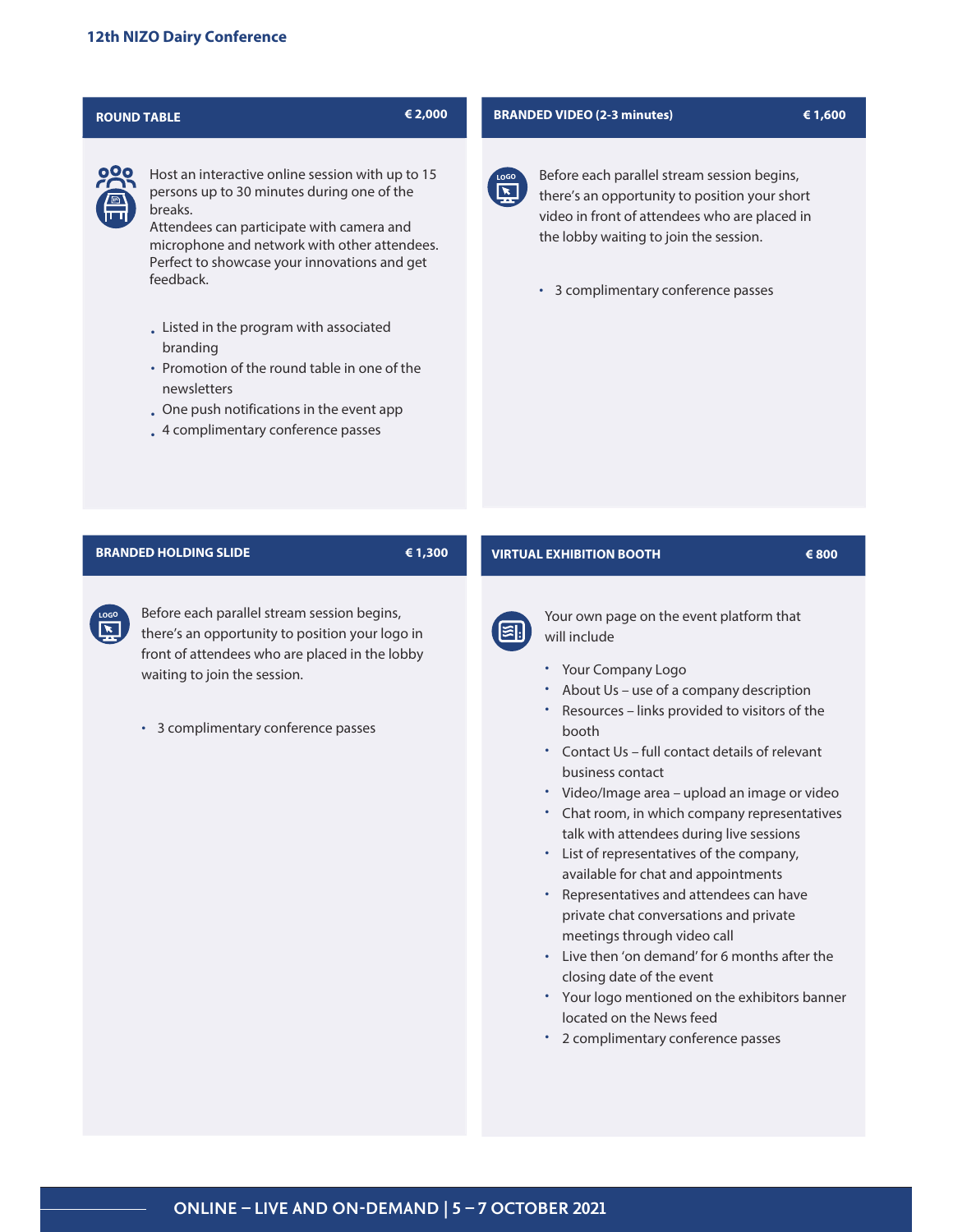## ROUND TABLE — € 2,000

Host an interactive online session with up to 15 persons up to 30 minutes during one of the breaks.
Attendees can participate with camera and microphone and network with other attendees.
Perfect to showcase your innovations and get feedback.

- Listed in the program with associated branding
- Promotion of the round table in one of the newsletters
- One push notifications in the event app
- 4 complimentary conference passes

## BRANDED VIDEO (2-3 minutes) — € 1,600

Before each parallel stream session begins, there's an opportunity to position your short video in front of attendees who are placed in the lobby waiting to join the session.

- 3 complimentary conference passes

## BRANDED HOLDING SLIDE — € 1,300

Before each parallel stream session begins, there's an opportunity to position your logo in front of attendees who are placed in the lobby waiting to join the session.

- 3 complimentary conference passes

## VIRTUAL EXHIBITION BOOTH — € 800

Your own page on the event platform that will include

- Your Company Logo
- About Us – use of a company description
- Resources – links provided to visitors of the booth
- Contact Us – full contact details of relevant business contact
- Video/Image area – upload an image or video
- Chat room, in which company representatives talk with attendees during live sessions
- List of representatives of the company, available for chat and appointments
- Representatives and attendees can have private chat conversations and private meetings through video call
- Live then 'on demand' for 6 months after the closing date of the event
- Your logo mentioned on the exhibitors banner located on the News feed
- 2 complimentary conference passes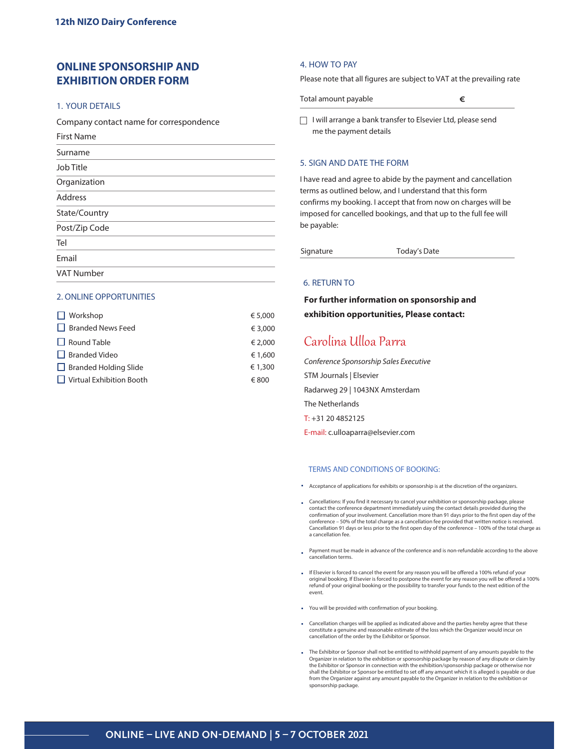# ONLINE SPONSORSHIP AND EXHIBITION ORDER FORM

## 1. YOUR DETAILS

Company contact name for correspondence

First Name

Surname

Job Title

Organization

Address

State/Country

Post/Zip Code

Tel

Email

VAT Number

## 2. ONLINE OPPORTUNITIES

| | |
|---|---|
| ☐ Workshop | € 5,000 |
| ☐ Branded News Feed | € 3,000 |
| ☐ Round Table | € 2,000 |
| ☐ Branded Video | € 1,600 |
| ☐ Branded Holding Slide | € 1,300 |
| ☐ Virtual Exhibition Booth | € 800 |

## 4. HOW TO PAY

Please note that all figures are subject to VAT at the prevailing rate

Total amount payable €

☐ I will arrange a bank transfer to Elsevier Ltd, please send me the payment details

## 5. SIGN AND DATE THE FORM

I have read and agree to abide by the payment and cancellation terms as outlined below, and I understand that this form confirms my booking. I accept that from now on charges will be imposed for cancelled bookings, and that up to the full fee will be payable:

Signature Today's Date

## 6. RETURN TO

**For further information on sponsorship and exhibition opportunities, Please contact:**

Carolina Ulloa Parra

*Conference Sponsorship Sales Executive*

STM Journals | Elsevier

Radarweg 29 | 1043NX Amsterdam

The Netherlands

T: +31 20 4852125

E-mail: c.ulloaparra@elsevier.com

### TERMS AND CONDITIONS OF BOOKING:

- Acceptance of applications for exhibits or sponsorship is at the discretion of the organizers.
- Cancellations: If you find it necessary to cancel your exhibition or sponsorship package, please contact the conference department immediately using the contact details provided during the confirmation of your involvement. Cancellation more than 91 days prior to the first open day of the conference – 50% of the total charge as a cancellation fee provided that written notice is received. Cancellation 91 days or less prior to the first open day of the conference – 100% of the total charge as a cancellation fee.
- Payment must be made in advance of the conference and is non-refundable according to the above cancellation terms.
- If Elsevier is forced to cancel the event for any reason you will be offered a 100% refund of your original booking. If Elsevier is forced to postpone the event for any reason you will be offered a 100% refund of your original booking or the possibility to transfer your funds to the next edition of the event.
- You will be provided with confirmation of your booking.
- Cancellation charges will be applied as indicated above and the parties hereby agree that these constitute a genuine and reasonable estimate of the loss which the Organizer would incur on cancellation of the order by the Exhibitor or Sponsor.
- The Exhibitor or Sponsor shall not be entitled to withhold payment of any amounts payable to the Organizer in relation to the exhibition or sponsorship package by reason of any dispute or claim by the Exhibitor or Sponsor in connection with the exhibition/sponsorship package or otherwise nor shall the Exhibitor or Sponsor be entitled to set off any amount which it is alleged is payable or due from the Organizer against any amount payable to the Organizer in relation to the exhibition or sponsorship package.